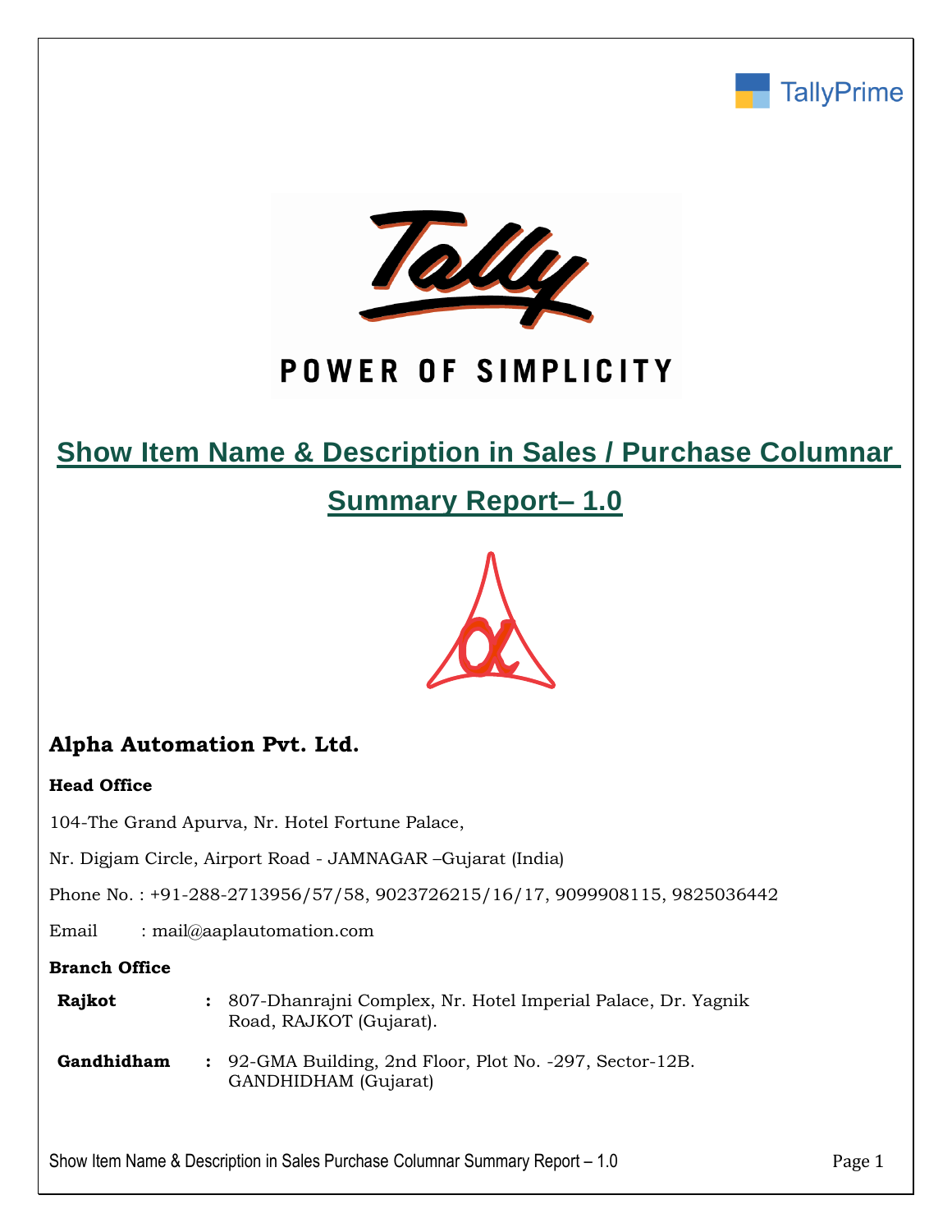TallyPrime

Tally

POWER OF SIMPLICITY

# Show Item Name & Description in Sales / Purchase Columnar Summary Report– 1.0

## Alpha Automation Pvt. Ltd.

**Head Office**

104-The Grand Apurva, Nr. Hotel Fortune Palace,

Nr. Digjam Circle, Airport Road - JAMNAGAR –Gujarat (India)

Phone No. : +91-288-2713956/57/58, 9023726215/16/17, 9099908115, 9825036442

Email : mail@aaplautomation.com

**Branch Office**

| | | |
|---|---|---|
| **Rajkot** | : | 807-Dhanrajni Complex, Nr. Hotel Imperial Palace, Dr. Yagnik Road, RAJKOT (Gujarat). |
| **Gandhidham** | : | 92-GMA Building, 2nd Floor, Plot No. -297, Sector-12B. GANDHIDHAM (Gujarat) |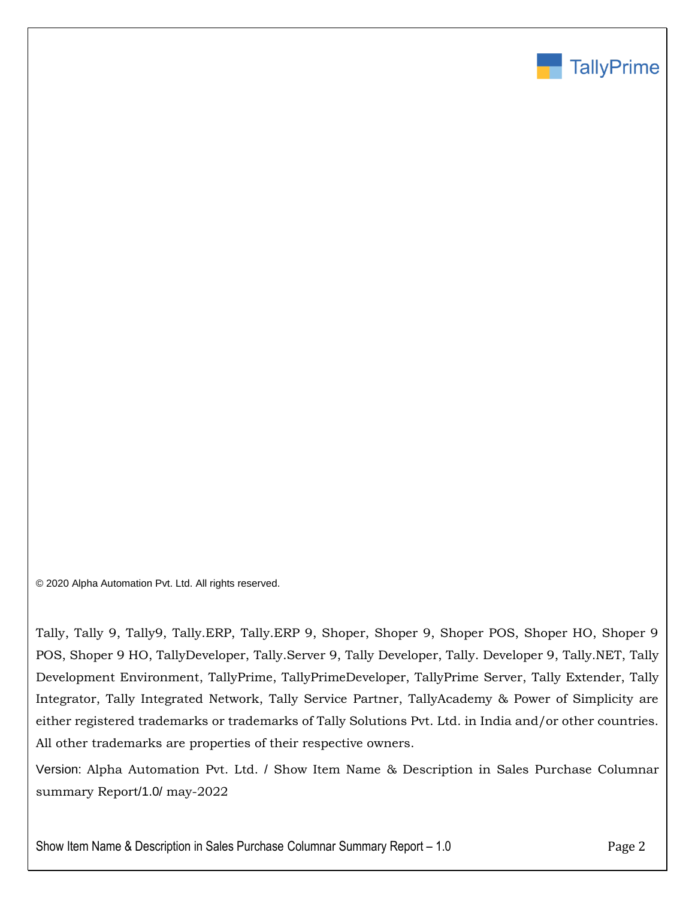© 2020 Alpha Automation Pvt. Ltd. All rights reserved.

Tally, Tally 9, Tally9, Tally.ERP, Tally.ERP 9, Shoper, Shoper 9, Shoper POS, Shoper HO, Shoper 9 POS, Shoper 9 HO, TallyDeveloper, Tally.Server 9, Tally Developer, Tally. Developer 9, Tally.NET, Tally Development Environment, TallyPrime, TallyPrimeDeveloper, TallyPrime Server, Tally Extender, Tally Integrator, Tally Integrated Network, Tally Service Partner, TallyAcademy & Power of Simplicity are either registered trademarks or trademarks of Tally Solutions Pvt. Ltd. in India and/or other countries. All other trademarks are properties of their respective owners.

Version: Alpha Automation Pvt. Ltd. / Show Item Name & Description in Sales Purchase Columnar summary Report/1.0/ may-2022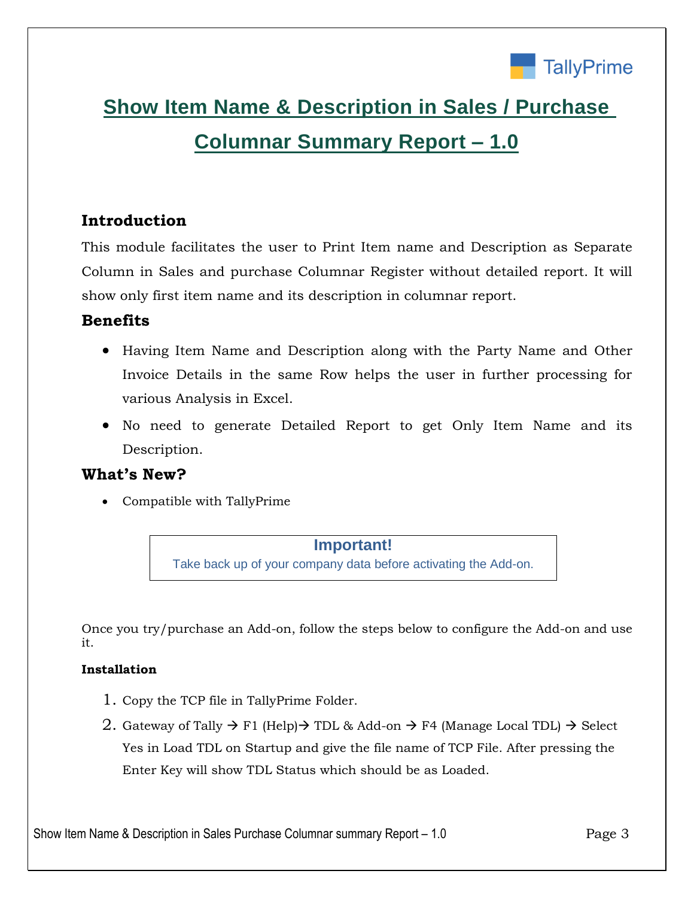# Show Item Name & Description in Sales / Purchase Columnar Summary Report – 1.0

## Introduction

This module facilitates the user to Print Item name and Description as Separate Column in Sales and purchase Columnar Register without detailed report. It will show only first item name and its description in columnar report.

## Benefits

- Having Item Name and Description along with the Party Name and Other Invoice Details in the same Row helps the user in further processing for various Analysis in Excel.
- No need to generate Detailed Report to get Only Item Name and its Description.

## What's New?

- Compatible with TallyPrime

> **Important!**
> Take back up of your company data before activating the Add-on.

Once you try/purchase an Add-on, follow the steps below to configure the Add-on and use it.

**Installation**

1. Copy the TCP file in TallyPrime Folder.
2. Gateway of Tally → F1 (Help)→ TDL & Add-on → F4 (Manage Local TDL) → Select Yes in Load TDL on Startup and give the file name of TCP File. After pressing the Enter Key will show TDL Status which should be as Loaded.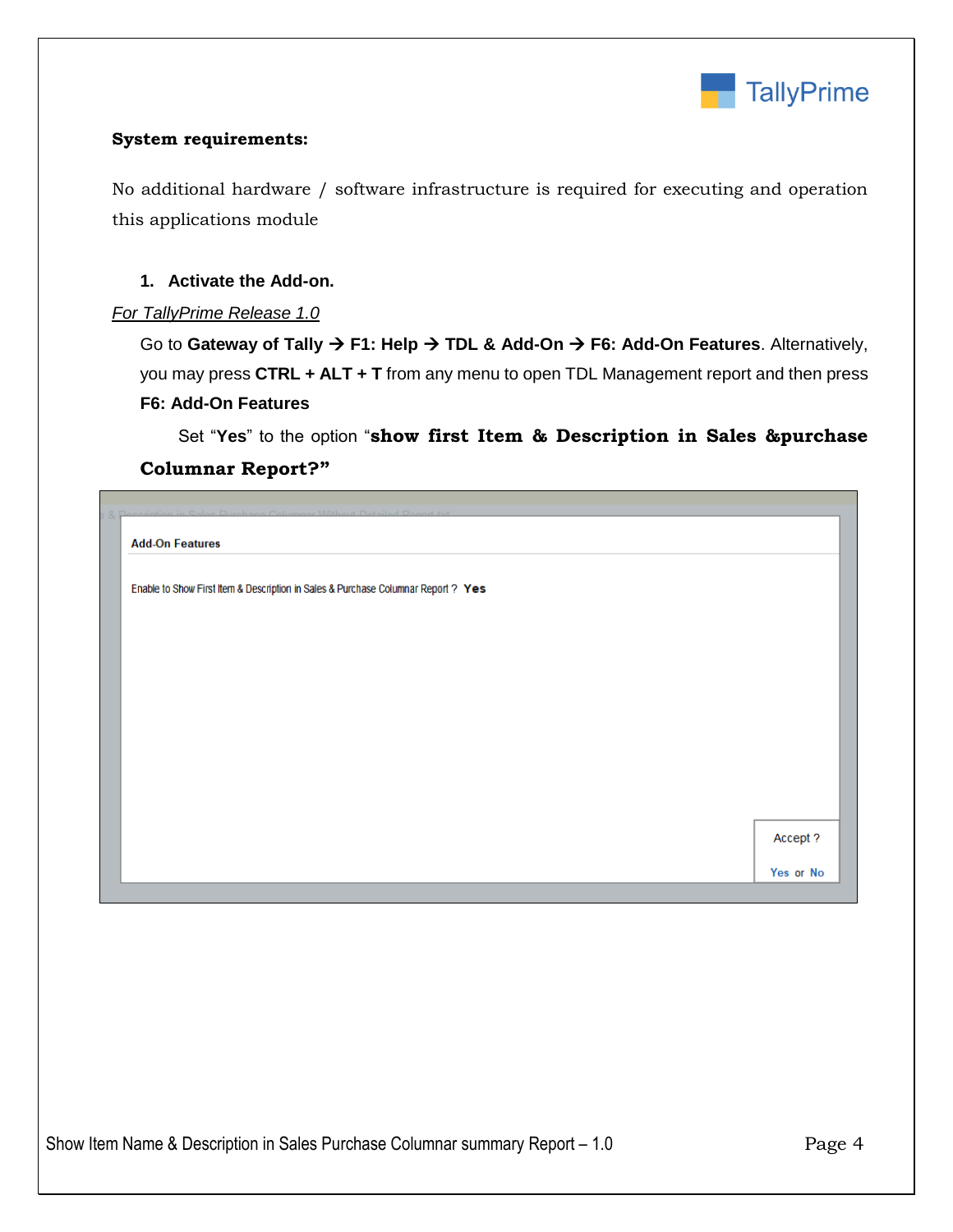**System requirements:**

No additional hardware / software infrastructure is required for executing and operation this applications module

1. **Activate the Add-on.**

*For TallyPrime Release 1.0*

Go to **Gateway of Tally → F1: Help → TDL & Add-On → F6: Add-On Features**. Alternatively, you may press **CTRL + ALT + T** from any menu to open TDL Management report and then press **F6: Add-On Features**

Set "**Yes**" to the option "**show first Item & Description in Sales &purchase Columnar Report?**"

Add-On Features

Enable to Show First Item & Description in Sales & Purchase Columnar Report ? **Yes**

Accept ?

Yes or No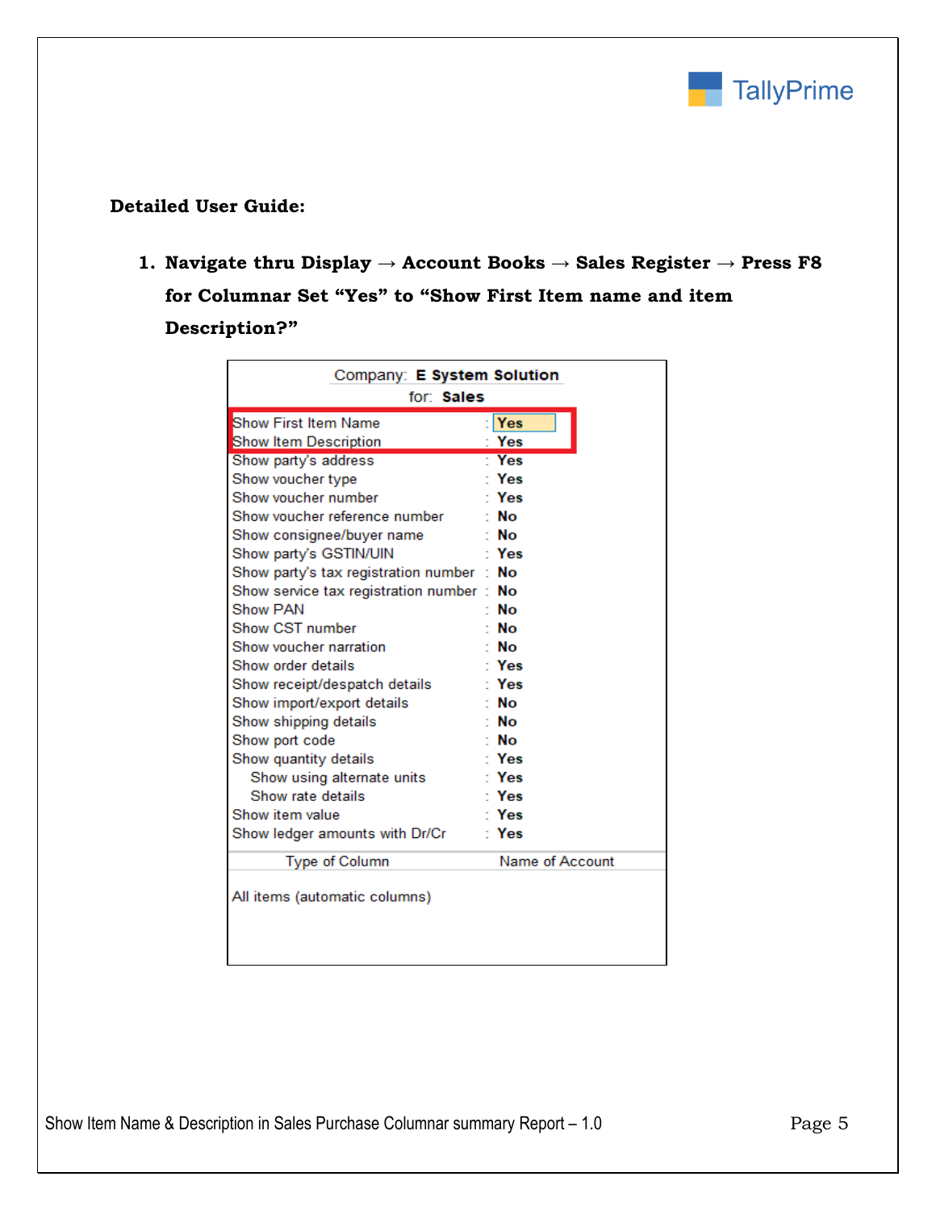**Detailed User Guide:**

1. **Navigate thru Display → Account Books → Sales Register → Press F8 for Columnar Set "Yes" to "Show First Item name and item Description?"**

Company: **E System Solution**

for: **Sales**

| Setting | Value |
|---|---|
| Show First Item Name | Yes |
| Show Item Description | Yes |
| Show party's address | Yes |
| Show voucher type | Yes |
| Show voucher number | Yes |
| Show voucher reference number | No |
| Show consignee/buyer name | No |
| Show party's GSTIN/UIN | Yes |
| Show party's tax registration number | No |
| Show service tax registration number | No |
| Show PAN | No |
| Show CST number | No |
| Show voucher narration | No |
| Show order details | Yes |
| Show receipt/despatch details | Yes |
| Show import/export details | No |
| Show shipping details | No |
| Show port code | No |
| Show quantity details | Yes |
| Show using alternate units | Yes |
| Show rate details | Yes |
| Show item value | Yes |
| Show ledger amounts with Dr/Cr | Yes |

| Type of Column | Name of Account |
|---|---|
| All items (automatic columns) | |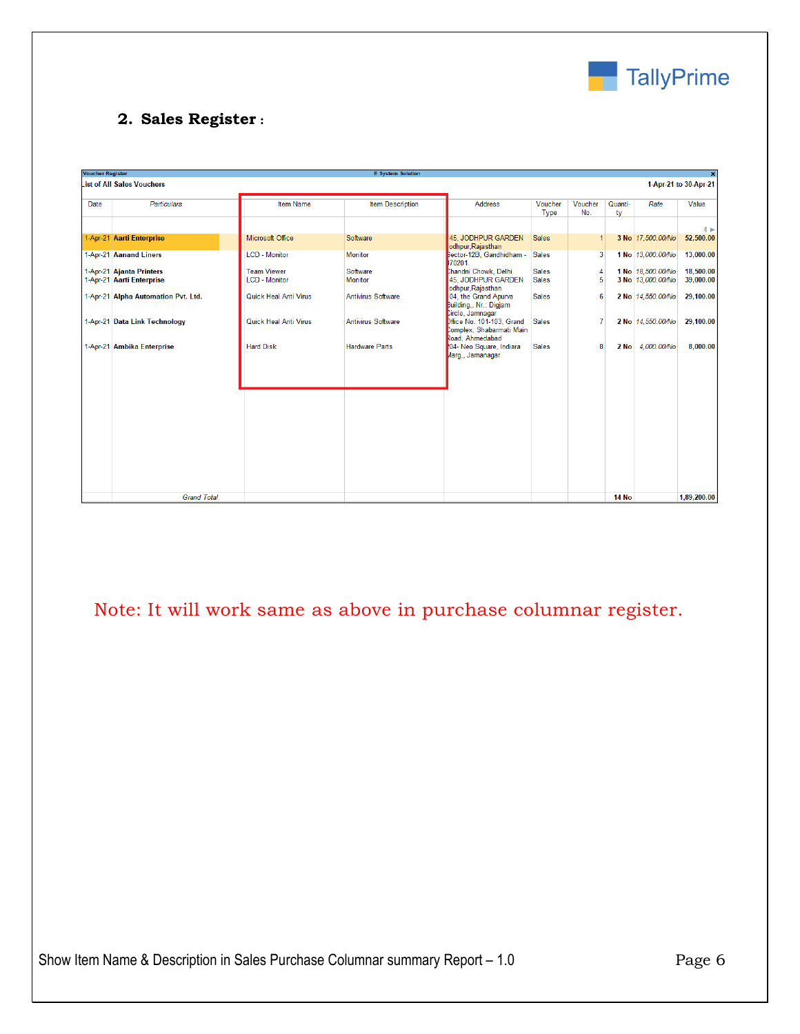## 2. Sales Register :

Voucher Register — E System Solution

List of All Sales Vouchers — 1-Apr-21 to 30-Apr-21

| Date | Particulars | Item Name | Item Description | Address | Voucher Type | Voucher No. | Quantity | Rate | Value |
|---|---|---|---|---|---|---|---|---|---|
| 1-Apr-21 | **Aarti Enterprise** | Microsoft Office | Software | 45, JODHPUR GARDEN Jodhpur,Rajasthan | Sales | 1 | **3 No** | *17,500.00/No* | **52,500.00** |
| 1-Apr-21 | **Aanand Liners** | LCD - Monitor | Monitor | Sector-12B, Gandhidham - 370201 | Sales | 3 | **1 No** | *13,000.00/No* | 13,000.00 |
| 1-Apr-21 | **Ajanta Printers** | Team Viewer | Software | Chandni Chowk, Delhi | Sales | 4 | **1 No** | *18,500.00/No* | 18,500.00 |
| 1-Apr-21 | **Aarti Enterprise** | LCD - Monitor | Monitor | 45, JODHPUR GARDEN Jodhpur,Rajasthan | Sales | 5 | **3 No** | *13,000.00/No* | 39,000.00 |
| 1-Apr-21 | **Alpha Automation Pvt. Ltd.** | Quick Heal Anti Virus | Antivirus Software | 104, the Grand Apurva Building., Nr.: Digjam Circle, Jamnagar | Sales | 6 | **2 No** | *14,550.00/No* | 29,100.00 |
| 1-Apr-21 | **Data Link Technology** | Quick Heal Anti Virus | Antivirus Software | Office No. 101-103, Grand Complex, Shabarmati Main Road, Ahmedabad | Sales | 7 | **2 No** | *14,550.00/No* | 29,100.00 |
| 1-Apr-21 | **Ambika Enterprise** | Hard Disk | Hardware Parts | 204- Neo Square, Indiara Marg,, Jamanagar | Sales | 8 | **2 No** | *4,000.00/No* | 8,000.00 |
| | *Grand Total* | | | | | | **14 No** | | **1,89,200.00** |

Note: It will work same as above in purchase columnar register.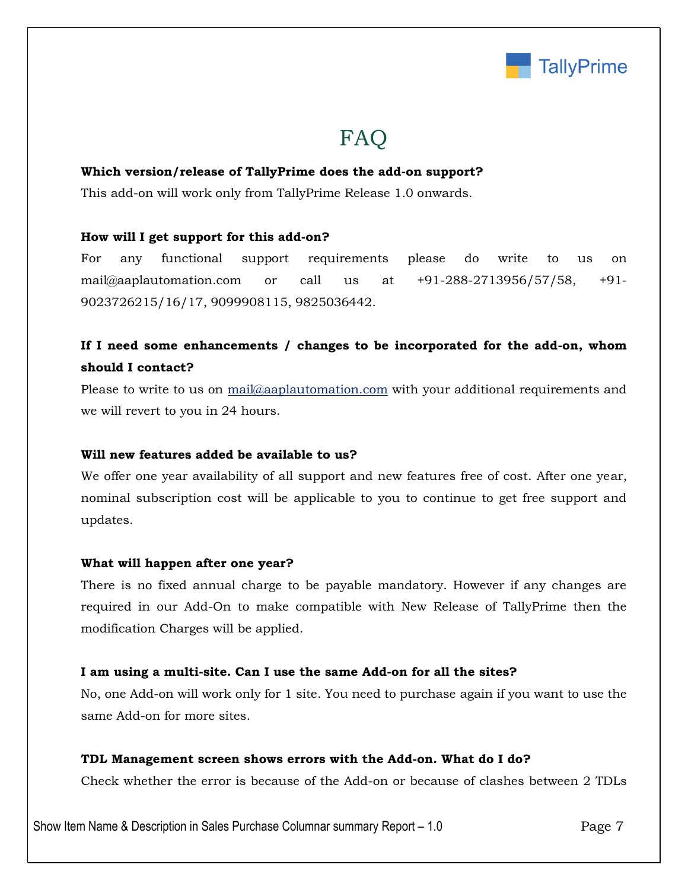# FAQ

**Which version/release of TallyPrime does the add-on support?**

This add-on will work only from TallyPrime Release 1.0 onwards.

**How will I get support for this add-on?**

For any functional support requirements please do write to us on mail@aaplautomation.com or call us at +91-288-2713956/57/58, +91-9023726215/16/17, 9099908115, 9825036442.

**If I need some enhancements / changes to be incorporated for the add-on, whom should I contact?**

Please to write to us on [mail@aaplautomation.com](mailto:mail@aaplautomation.com) with your additional requirements and we will revert to you in 24 hours.

**Will new features added be available to us?**

We offer one year availability of all support and new features free of cost. After one year, nominal subscription cost will be applicable to you to continue to get free support and updates.

**What will happen after one year?**

There is no fixed annual charge to be payable mandatory. However if any changes are required in our Add-On to make compatible with New Release of TallyPrime then the modification Charges will be applied.

**I am using a multi-site. Can I use the same Add-on for all the sites?**

No, one Add-on will work only for 1 site. You need to purchase again if you want to use the same Add-on for more sites.

**TDL Management screen shows errors with the Add-on. What do I do?**

Check whether the error is because of the Add-on or because of clashes between 2 TDLs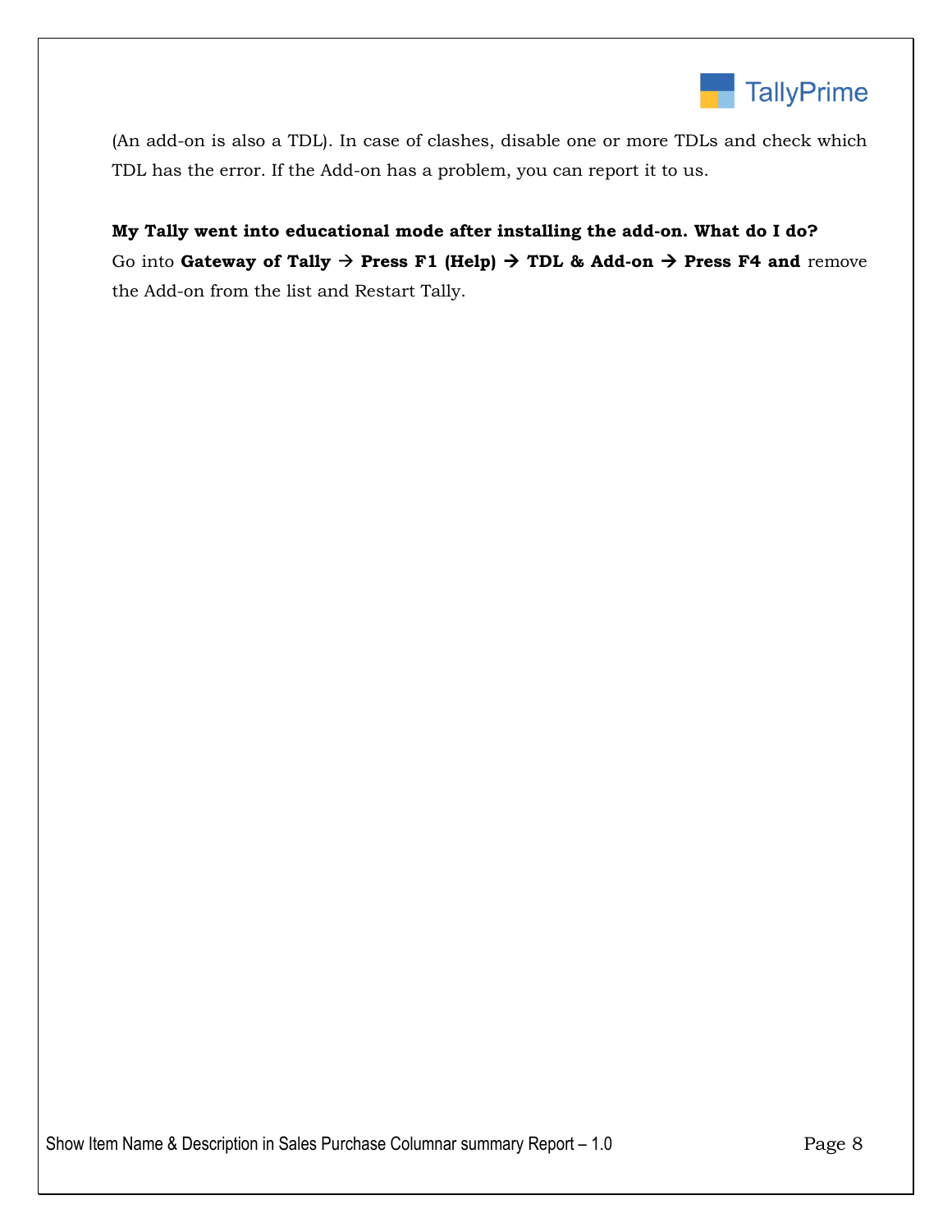(An add-on is also a TDL). In case of clashes, disable one or more TDLs and check which TDL has the error. If the Add-on has a problem, you can report it to us.

**My Tally went into educational mode after installing the add-on. What do I do?**

Go into **Gateway of Tally → Press F1 (Help) → TDL & Add-on → Press F4 and** remove the Add-on from the list and Restart Tally.